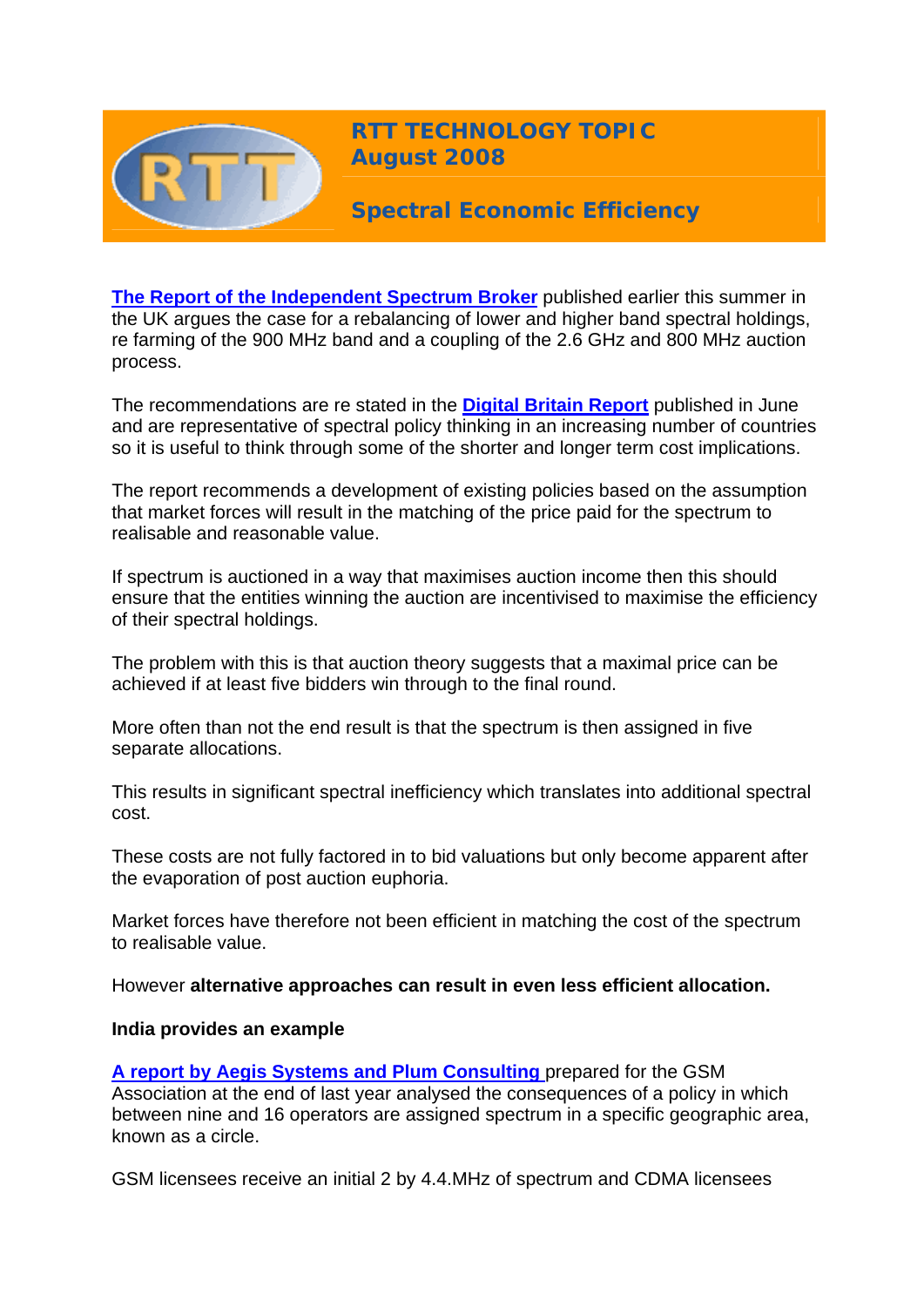# RTT TECHNOLOGY TOPIC August 2008

## Spectral Economic Efficiency

**The Report of the Independent Spectrum Broker** published earlier this summer in the UK argues the case for a rebalancing of lower and higher band spectral holdings, re farming of the 900 MHz band and a coupling of the 2.6 GHz and 800 MHz auction process.

The recommendations are re stated in the **Digital Britain Report** published in June and are representative of spectral policy thinking in an increasing number of countries so it is useful to think through some of the shorter and longer term cost implications.

The report recommends a development of existing policies based on the assumption that market forces will result in the matching of the price paid for the spectrum to realisable and reasonable value.

If spectrum is auctioned in a way that maximises auction income then this should ensure that the entities winning the auction are incentivised to maximise the efficiency of their spectral holdings.

The problem with this is that auction theory suggests that a maximal price can be achieved if at least five bidders win through to the final round.

More often than not the end result is that the spectrum is then assigned in five separate allocations.

This results in significant spectral inefficiency which translates into additional spectral cost.

These costs are not fully factored in to bid valuations but only become apparent after the evaporation of post auction euphoria.

Market forces have therefore not been efficient in matching the cost of the spectrum to realisable value.

However **alternative approaches can result in even less efficient allocation.**

**India provides an example**

**A report by Aegis Systems and Plum Consulting** prepared for the GSM Association at the end of last year analysed the consequences of a policy in which between nine and 16 operators are assigned spectrum in a specific geographic area, known as a circle.

GSM licensees receive an initial 2 by 4.4.MHz of spectrum and CDMA licensees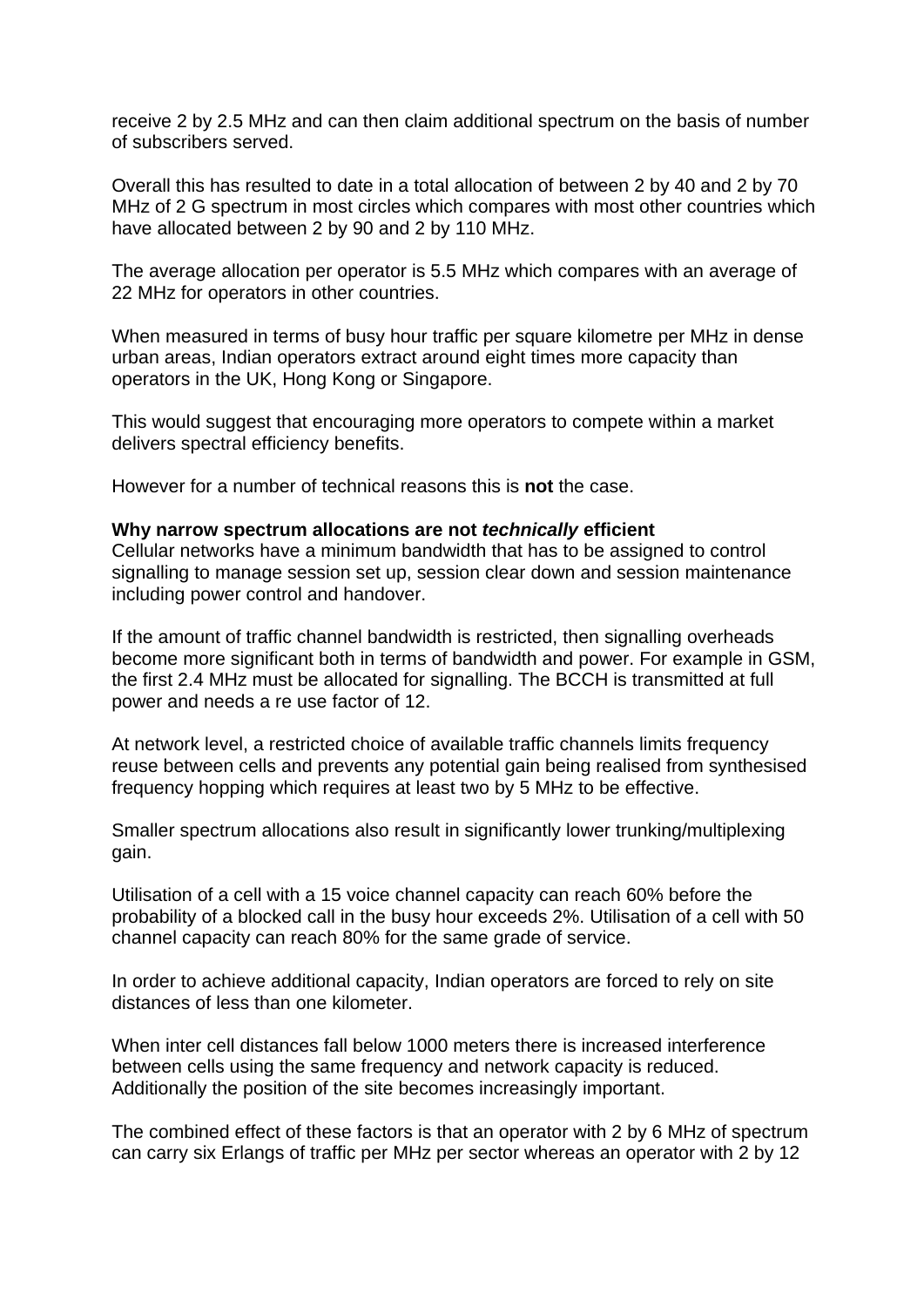receive 2 by 2.5 MHz and can then claim additional spectrum on the basis of number of subscribers served.

Overall this has resulted to date in a total allocation of between 2 by 40 and 2 by 70 MHz of 2 G spectrum in most circles which compares with most other countries which have allocated between 2 by 90 and 2 by 110 MHz.

The average allocation per operator is 5.5 MHz which compares with an average of 22 MHz for operators in other countries.

When measured in terms of busy hour traffic per square kilometre per MHz in dense urban areas, Indian operators extract around eight times more capacity than operators in the UK, Hong Kong or Singapore.

This would suggest that encouraging more operators to compete within a market delivers spectral efficiency benefits.

However for a number of technical reasons this is **not** the case.

**Why narrow spectrum allocations are not *technically* efficient**

Cellular networks have a minimum bandwidth that has to be assigned to control signalling to manage session set up, session clear down and session maintenance including power control and handover.

If the amount of traffic channel bandwidth is restricted, then signalling overheads become more significant both in terms of bandwidth and power. For example in GSM, the first 2.4 MHz must be allocated for signalling. The BCCH is transmitted at full power and needs a re use factor of 12.

At network level, a restricted choice of available traffic channels limits frequency reuse between cells and prevents any potential gain being realised from synthesised frequency hopping which requires at least two by 5 MHz to be effective.

Smaller spectrum allocations also result in significantly lower trunking/multiplexing gain.

Utilisation of a cell with a 15 voice channel capacity can reach 60% before the probability of a blocked call in the busy hour exceeds 2%. Utilisation of a cell with 50 channel capacity can reach 80% for the same grade of service.

In order to achieve additional capacity, Indian operators are forced to rely on site distances of less than one kilometer.

When inter cell distances fall below 1000 meters there is increased interference between cells using the same frequency and network capacity is reduced. Additionally the position of the site becomes increasingly important.

The combined effect of these factors is that an operator with 2 by 6 MHz of spectrum can carry six Erlangs of traffic per MHz per sector whereas an operator with 2 by 12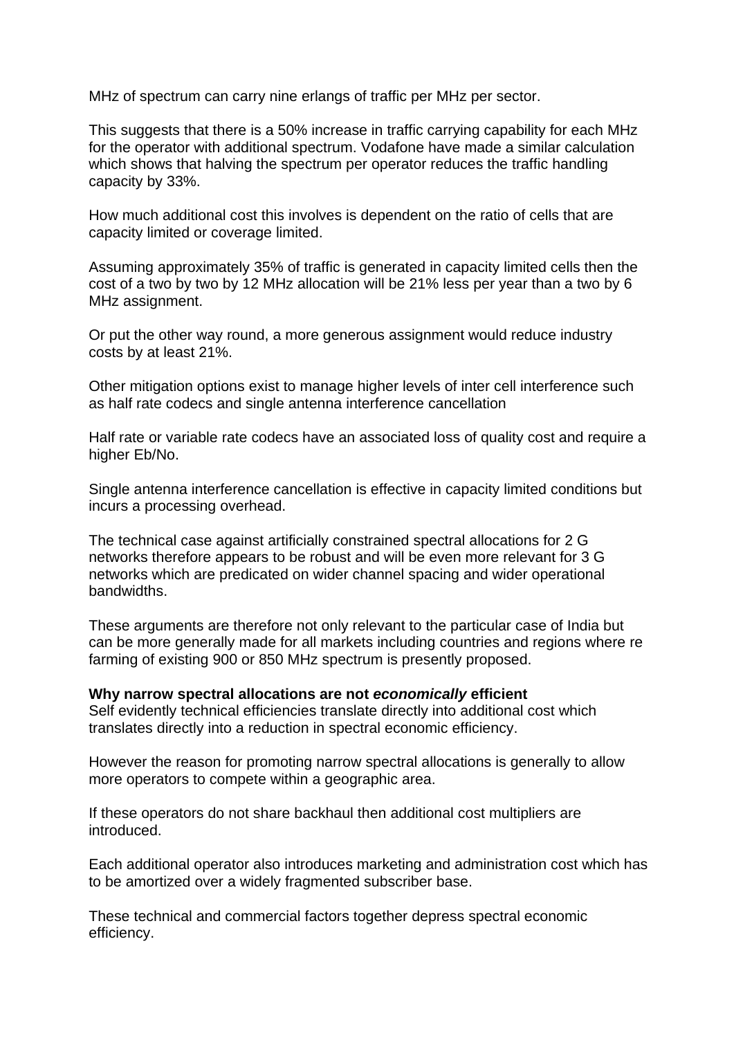MHz of spectrum can carry nine erlangs of traffic per MHz per sector.

This suggests that there is a 50% increase in traffic carrying capability for each MHz for the operator with additional spectrum. Vodafone have made a similar calculation which shows that halving the spectrum per operator reduces the traffic handling capacity by 33%.

How much additional cost this involves is dependent on the ratio of cells that are capacity limited or coverage limited.

Assuming approximately 35% of traffic is generated in capacity limited cells then the cost of a two by two by 12 MHz allocation will be 21% less per year than a two by 6 MHz assignment.

Or put the other way round, a more generous assignment would reduce industry costs by at least 21%.

Other mitigation options exist to manage higher levels of inter cell interference such as half rate codecs and single antenna interference cancellation

Half rate or variable rate codecs have an associated loss of quality cost and require a higher Eb/No.

Single antenna interference cancellation is effective in capacity limited conditions but incurs a processing overhead.

The technical case against artificially constrained spectral allocations for 2 G networks therefore appears to be robust and will be even more relevant for 3 G networks which are predicated on wider channel spacing and wider operational bandwidths.

These arguments are therefore not only relevant to the particular case of India but can be more generally made for all markets including countries and regions where re farming of existing 900 or 850 MHz spectrum is presently proposed.

**Why narrow spectral allocations are not *economically* efficient**

Self evidently technical efficiencies translate directly into additional cost which translates directly into a reduction in spectral economic efficiency.

However the reason for promoting narrow spectral allocations is generally to allow more operators to compete within a geographic area.

If these operators do not share backhaul then additional cost multipliers are introduced.

Each additional operator also introduces marketing and administration cost which has to be amortized over a widely fragmented subscriber base.

These technical and commercial factors together depress spectral economic efficiency.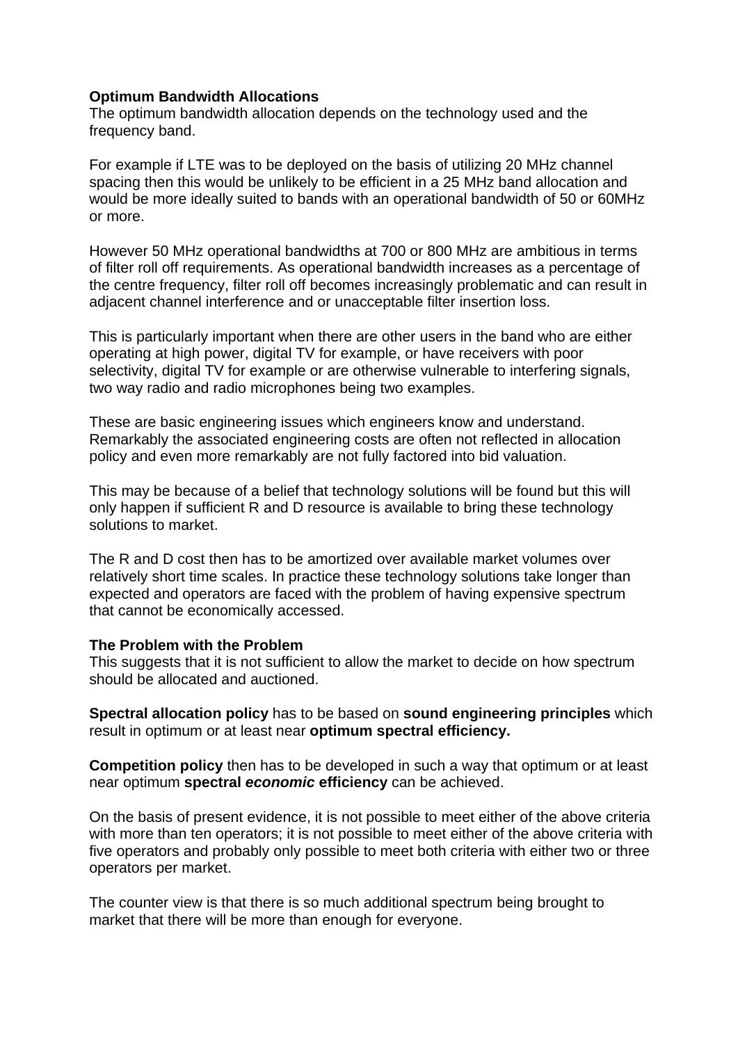**Optimum Bandwidth Allocations**
The optimum bandwidth allocation depends on the technology used and the frequency band.

For example if LTE was to be deployed on the basis of utilizing 20 MHz channel spacing then this would be unlikely to be efficient in a 25 MHz band allocation and would be more ideally suited to bands with an operational bandwidth of 50 or 60MHz or more.

However 50 MHz operational bandwidths at 700 or 800 MHz are ambitious in terms of filter roll off requirements. As operational bandwidth increases as a percentage of the centre frequency, filter roll off becomes increasingly problematic and can result in adjacent channel interference and or unacceptable filter insertion loss.

This is particularly important when there are other users in the band who are either operating at high power, digital TV for example, or have receivers with poor selectivity, digital TV for example or are otherwise vulnerable to interfering signals, two way radio and radio microphones being two examples.

These are basic engineering issues which engineers know and understand. Remarkably the associated engineering costs are often not reflected in allocation policy and even more remarkably are not fully factored into bid valuation.

This may be because of a belief that technology solutions will be found but this will only happen if sufficient R and D resource is available to bring these technology solutions to market.

The R and D cost then has to be amortized over available market volumes over relatively short time scales. In practice these technology solutions take longer than expected and operators are faced with the problem of having expensive spectrum that cannot be economically accessed.

**The Problem with the Problem**
This suggests that it is not sufficient to allow the market to decide on how spectrum should be allocated and auctioned.

**Spectral allocation policy** has to be based on **sound engineering principles** which result in optimum or at least near **optimum spectral efficiency.**

**Competition policy** then has to be developed in such a way that optimum or at least near optimum **spectral *economic* efficiency** can be achieved.

On the basis of present evidence, it is not possible to meet either of the above criteria with more than ten operators; it is not possible to meet either of the above criteria with five operators and probably only possible to meet both criteria with either two or three operators per market.

The counter view is that there is so much additional spectrum being brought to market that there will be more than enough for everyone.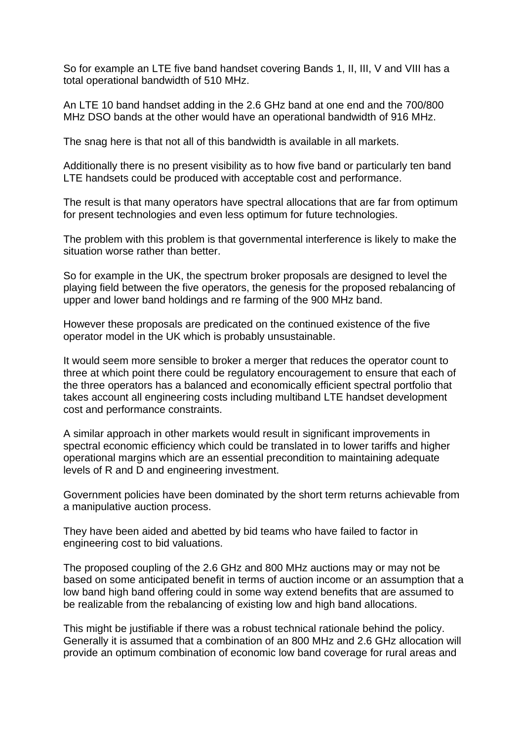So for example an LTE five band handset covering Bands 1, II, III, V and VIII has a total operational bandwidth of 510 MHz.

An LTE 10 band handset adding in the 2.6 GHz band at one end and the 700/800 MHz DSO bands at the other would have an operational bandwidth of 916 MHz.

The snag here is that not all of this bandwidth is available in all markets.

Additionally there is no present visibility as to how five band or particularly ten band LTE handsets could be produced with acceptable cost and performance.

The result is that many operators have spectral allocations that are far from optimum for present technologies and even less optimum for future technologies.

The problem with this problem is that governmental interference is likely to make the situation worse rather than better.

So for example in the UK, the spectrum broker proposals are designed to level the playing field between the five operators, the genesis for the proposed rebalancing of upper and lower band holdings and re farming of the 900 MHz band.

However these proposals are predicated on the continued existence of the five operator model in the UK which is probably unsustainable.

It would seem more sensible to broker a merger that reduces the operator count to three at which point there could be regulatory encouragement to ensure that each of the three operators has a balanced and economically efficient spectral portfolio that takes account all engineering costs including multiband LTE handset development cost and performance constraints.

A similar approach in other markets would result in significant improvements in spectral economic efficiency which could be translated in to lower tariffs and higher operational margins which are an essential precondition to maintaining adequate levels of R and D and engineering investment.

Government policies have been dominated by the short term returns achievable from a manipulative auction process.

They have been aided and abetted by bid teams who have failed to factor in engineering cost to bid valuations.

The proposed coupling of the 2.6 GHz and 800 MHz auctions may or may not be based on some anticipated benefit in terms of auction income or an assumption that a low band high band offering could in some way extend benefits that are assumed to be realizable from the rebalancing of existing low and high band allocations.

This might be justifiable if there was a robust technical rationale behind the policy. Generally it is assumed that a combination of an 800 MHz and 2.6 GHz allocation will provide an optimum combination of economic low band coverage for rural areas and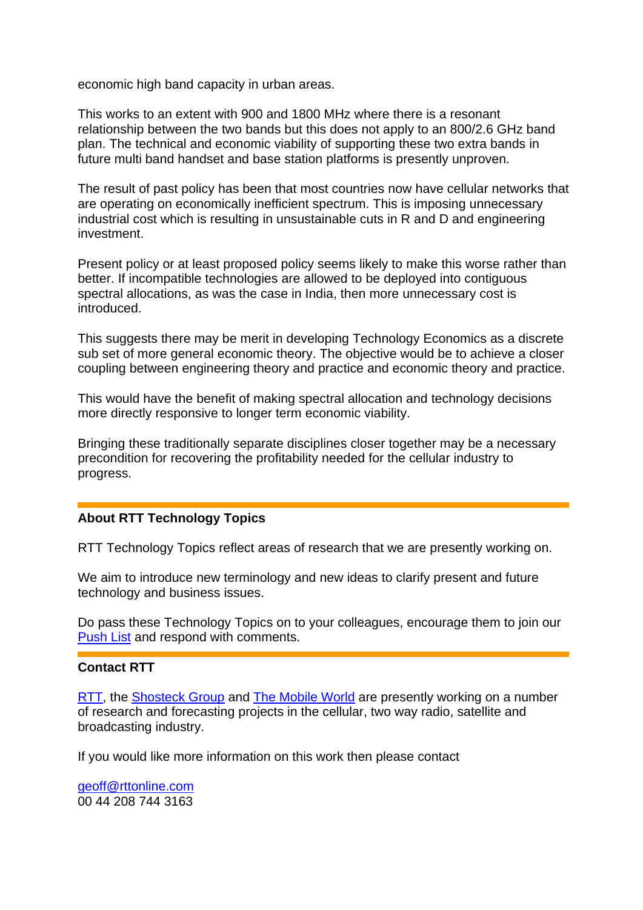economic high band capacity in urban areas.

This works to an extent with 900 and 1800 MHz where there is a resonant relationship between the two bands but this does not apply to an 800/2.6 GHz band plan. The technical and economic viability of supporting these two extra bands in future multi band handset and base station platforms is presently unproven.

The result of past policy has been that most countries now have cellular networks that are operating on economically inefficient spectrum. This is imposing unnecessary industrial cost which is resulting in unsustainable cuts in R and D and engineering investment.

Present policy or at least proposed policy seems likely to make this worse rather than better. If incompatible technologies are allowed to be deployed into contiguous spectral allocations, as was the case in India, then more unnecessary cost is introduced.

This suggests there may be merit in developing Technology Economics as a discrete sub set of more general economic theory. The objective would be to achieve a closer coupling between engineering theory and practice and economic theory and practice.

This would have the benefit of making spectral allocation and technology decisions more directly responsive to longer term economic viability.

Bringing these traditionally separate disciplines closer together may be a necessary precondition for recovering the profitability needed for the cellular industry to progress.

---

**About RTT Technology Topics**

RTT Technology Topics reflect areas of research that we are presently working on.

We aim to introduce new terminology and new ideas to clarify present and future technology and business issues.

Do pass these Technology Topics on to your colleagues, encourage them to join our Push List and respond with comments.

---

**Contact RTT**

RTT, the Shosteck Group and The Mobile World are presently working on a number of research and forecasting projects in the cellular, two way radio, satellite and broadcasting industry.

If you would like more information on this work then please contact

geoff@rttonline.com
00 44 208 744 3163